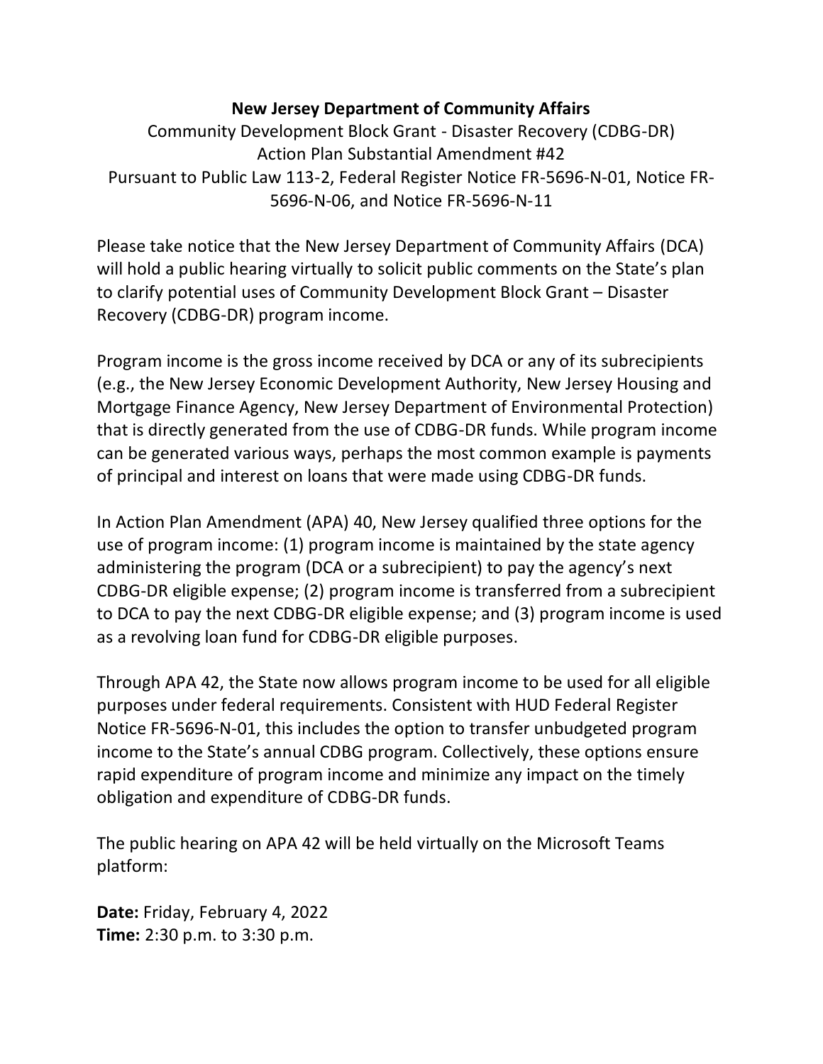**New Jersey Department of Community Affairs**

Community Development Block Grant - Disaster Recovery (CDBG-DR)
Action Plan Substantial Amendment #42
Pursuant to Public Law 113-2, Federal Register Notice FR-5696-N-01, Notice FR-5696-N-06, and Notice FR-5696-N-11

Please take notice that the New Jersey Department of Community Affairs (DCA) will hold a public hearing virtually to solicit public comments on the State's plan to clarify potential uses of Community Development Block Grant – Disaster Recovery (CDBG-DR) program income.

Program income is the gross income received by DCA or any of its subrecipients (e.g., the New Jersey Economic Development Authority, New Jersey Housing and Mortgage Finance Agency, New Jersey Department of Environmental Protection) that is directly generated from the use of CDBG-DR funds. While program income can be generated various ways, perhaps the most common example is payments of principal and interest on loans that were made using CDBG-DR funds.

In Action Plan Amendment (APA) 40, New Jersey qualified three options for the use of program income: (1) program income is maintained by the state agency administering the program (DCA or a subrecipient) to pay the agency's next CDBG-DR eligible expense; (2) program income is transferred from a subrecipient to DCA to pay the next CDBG-DR eligible expense; and (3) program income is used as a revolving loan fund for CDBG-DR eligible purposes.

Through APA 42, the State now allows program income to be used for all eligible purposes under federal requirements. Consistent with HUD Federal Register Notice FR-5696-N-01, this includes the option to transfer unbudgeted program income to the State's annual CDBG program. Collectively, these options ensure rapid expenditure of program income and minimize any impact on the timely obligation and expenditure of CDBG-DR funds.

The public hearing on APA 42 will be held virtually on the Microsoft Teams platform:

**Date:** Friday, February 4, 2022
**Time:** 2:30 p.m. to 3:30 p.m.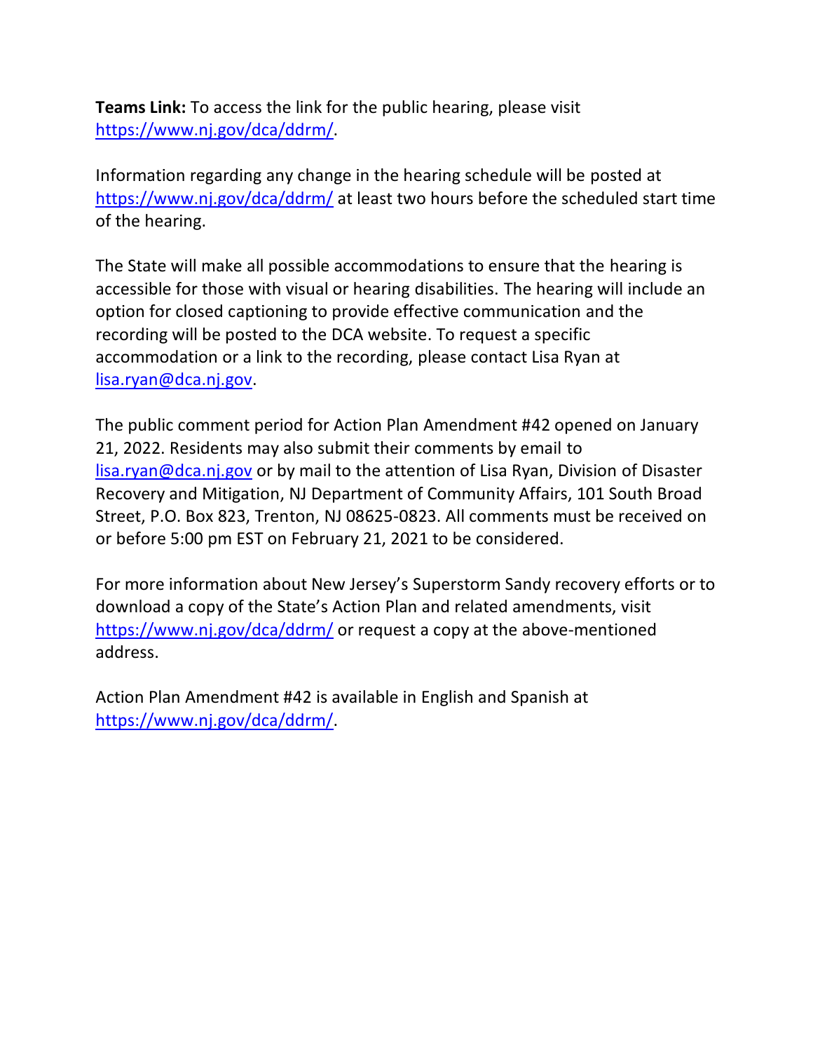**Teams Link:** To access the link for the public hearing, please visit https://www.nj.gov/dca/ddrm/.

Information regarding any change in the hearing schedule will be posted at https://www.nj.gov/dca/ddrm/ at least two hours before the scheduled start time of the hearing.

The State will make all possible accommodations to ensure that the hearing is accessible for those with visual or hearing disabilities. The hearing will include an option for closed captioning to provide effective communication and the recording will be posted to the DCA website. To request a specific accommodation or a link to the recording, please contact Lisa Ryan at lisa.ryan@dca.nj.gov.

The public comment period for Action Plan Amendment #42 opened on January 21, 2022. Residents may also submit their comments by email to lisa.ryan@dca.nj.gov or by mail to the attention of Lisa Ryan, Division of Disaster Recovery and Mitigation, NJ Department of Community Affairs, 101 South Broad Street, P.O. Box 823, Trenton, NJ 08625-0823. All comments must be received on or before 5:00 pm EST on February 21, 2021 to be considered.

For more information about New Jersey's Superstorm Sandy recovery efforts or to download a copy of the State's Action Plan and related amendments, visit https://www.nj.gov/dca/ddrm/ or request a copy at the above-mentioned address.

Action Plan Amendment #42 is available in English and Spanish at https://www.nj.gov/dca/ddrm/.